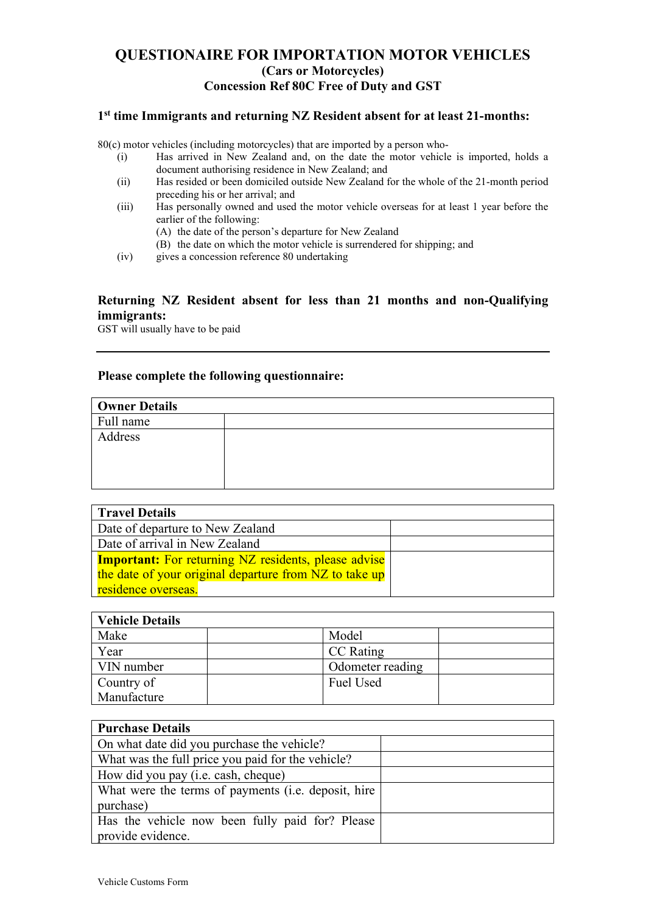# QUESTIONAIRE FOR IMPORTATION MOTOR VEHICLES

**(Cars or Motorcycles)**

**Concession Ref 80C Free of Duty and GST**

### 1st time Immigrants and returning NZ Resident absent for at least 21-months:

80(c) motor vehicles (including motorcycles) that are imported by a person who-

- (i) Has arrived in New Zealand and, on the date the motor vehicle is imported, holds a document authorising residence in New Zealand; and
- (ii) Has resided or been domiciled outside New Zealand for the whole of the 21-month period preceding his or her arrival; and
- (iii) Has personally owned and used the motor vehicle overseas for at least 1 year before the earlier of the following:
  - (A) the date of the person's departure for New Zealand
  - (B) the date on which the motor vehicle is surrendered for shipping; and
- (iv) gives a concession reference 80 undertaking

### Returning NZ Resident absent for less than 21 months and non-Qualifying immigrants:

GST will usually have to be paid

---

### Please complete the following questionnaire:

| **Owner Details** | |
|---|---|
| Full name | |
| Address | |

| **Travel Details** | |
|---|---|
| Date of departure to New Zealand | |
| Date of arrival in New Zealand | |
| **Important:** For returning NZ residents, please advise the date of your original departure from NZ to take up residence overseas. | |

| **Vehicle Details** | | | |
|---|---|---|---|
| Make | | Model | |
| Year | | CC Rating | |
| VIN number | | Odometer reading | |
| Country of Manufacture | | Fuel Used | |

| **Purchase Details** | |
|---|---|
| On what date did you purchase the vehicle? | |
| What was the full price you paid for the vehicle? | |
| How did you pay (i.e. cash, cheque) | |
| What were the terms of payments (i.e. deposit, hire purchase) | |
| Has the vehicle now been fully paid for? Please provide evidence. | |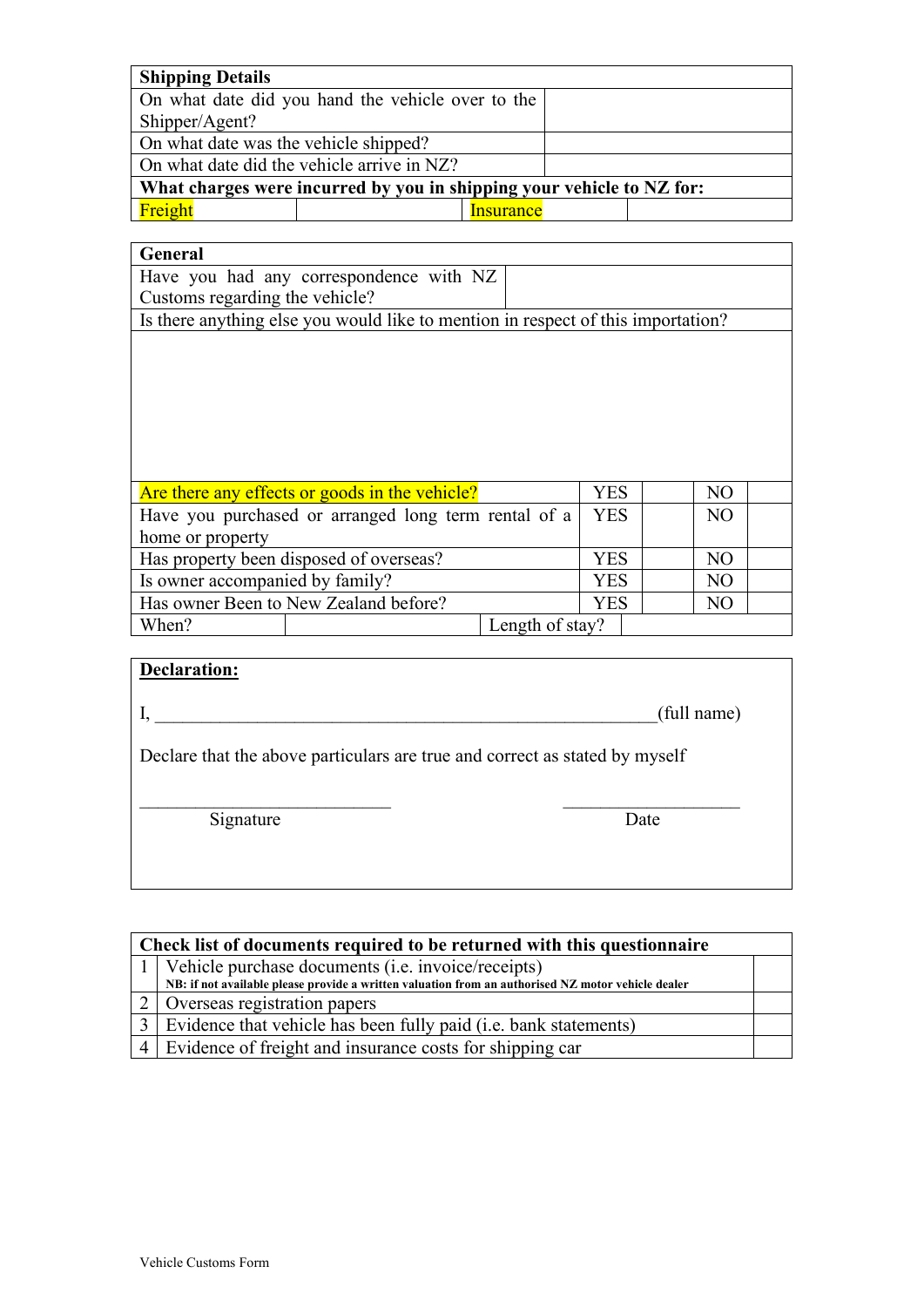| Shipping Details | |
|---|---|
| On what date did you hand the vehicle over to the Shipper/Agent? | |
| On what date was the vehicle shipped? | |
| On what date did the vehicle arrive in NZ? | |

| What charges were incurred by you in shipping your vehicle to NZ for: | | | |
|---|---|---|---|
| Freight | | Insurance | |

| General | |
|---|---|
| Have you had any correspondence with NZ Customs regarding the vehicle? | |

Is there anything else you would like to mention in respect of this importation?

| | | | | |
|---|---|---|---|---|
| Are there any effects or goods in the vehicle? | YES | | NO | |
| Have you purchased or arranged long term rental of a home or property | YES | | NO | |
| Has property been disposed of overseas? | YES | | NO | |
| Is owner accompanied by family? | YES | | NO | |
| Has owner Been to New Zealand before? | YES | | NO | |

| | | | |
|---|---|---|---|
| When? | | Length of stay? | |

**Declaration:**

I, \_\_\_\_\_\_\_\_\_\_\_\_\_\_\_\_\_\_\_\_\_\_\_\_\_\_\_\_\_\_\_\_\_\_\_\_\_\_\_\_\_\_\_\_\_\_\_\_(full name)

Declare that the above particulars are true and correct as stated by myself

\_\_\_\_\_\_\_\_\_\_\_\_\_\_\_\_\_\_\_\_\_\_\_\_\_\_ \_\_\_\_\_\_\_\_\_\_\_\_\_\_\_\_\_\_\_\_

Signature Date

| Check list of documents required to be returned with this questionnaire | | |
|---|---|---|
| 1 | Vehicle purchase documents (i.e. invoice/receipts)<br>**NB: if not available please provide a written valuation from an authorised NZ motor vehicle dealer** | |
| 2 | Overseas registration papers | |
| 3 | Evidence that vehicle has been fully paid (i.e. bank statements) | |
| 4 | Evidence of freight and insurance costs for shipping car | |